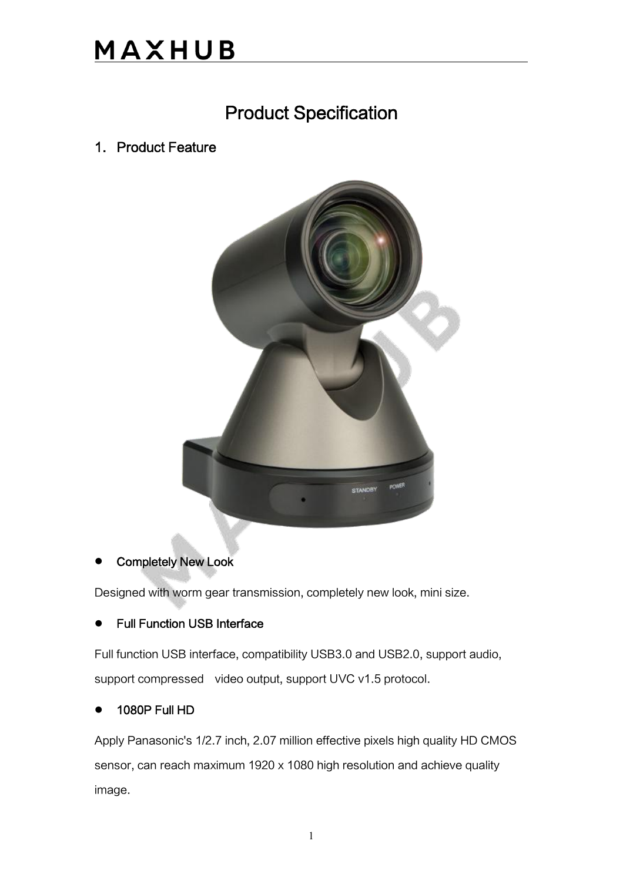# Product Specification

## 1. Product Feature

- **Completely New Look**

Designed with worm gear transmission, completely new look, mini size.

- **Full Function USB Interface**

Full function USB interface, compatibility USB3.0 and USB2.0, support audio, support compressed video output, support UVC v1.5 protocol.

- **1080P Full HD**

Apply Panasonic's 1/2.7 inch, 2.07 million effective pixels high quality HD CMOS sensor, can reach maximum 1920 x 1080 high resolution and achieve quality image.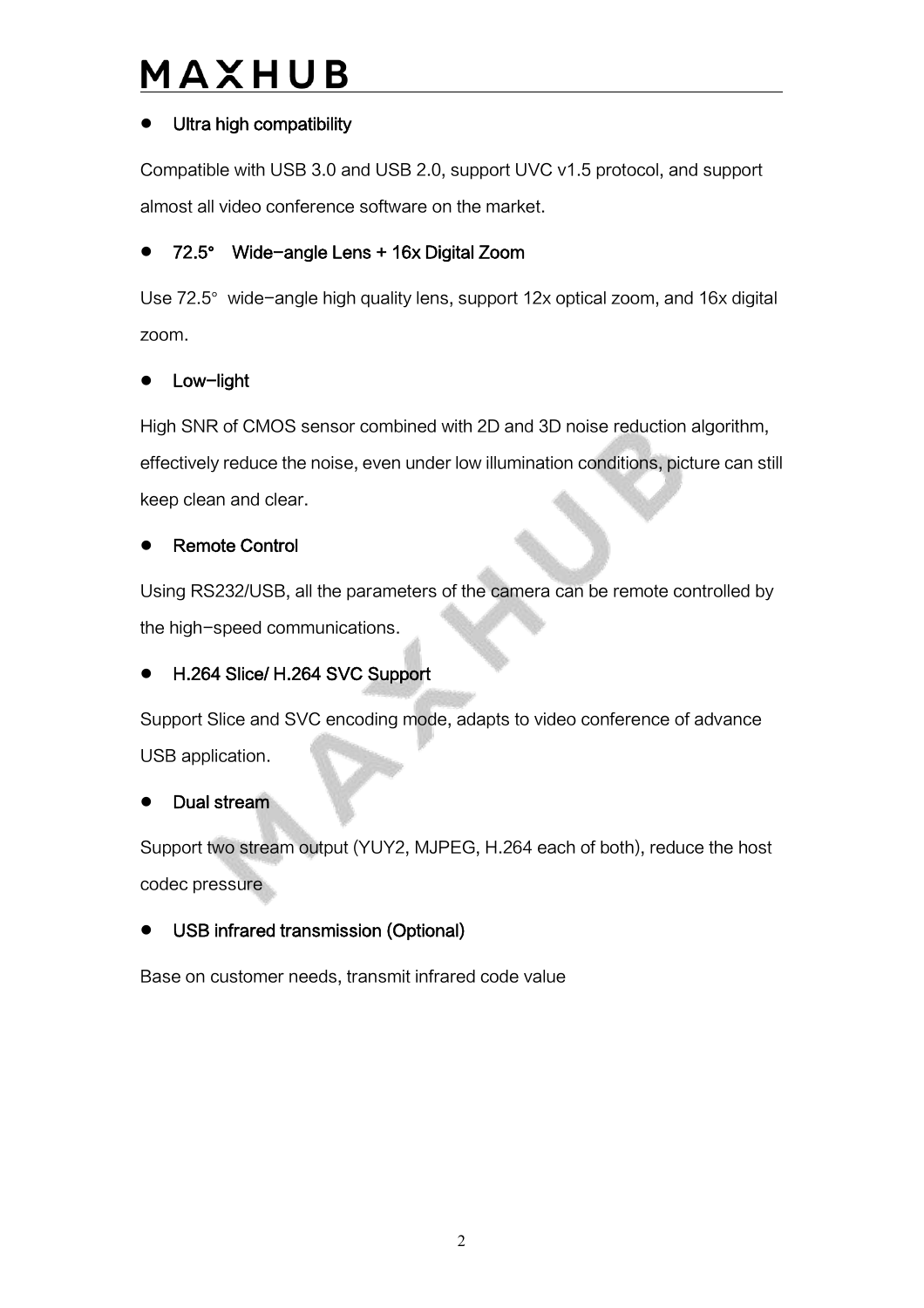- **Ultra high compatibility**

Compatible with USB 3.0 and USB 2.0, support UVC v1.5 protocol, and support almost all video conference software on the market.

- **72.5° Wide-angle Lens + 16x Digital Zoom**

Use 72.5° wide-angle high quality lens, support 12x optical zoom, and 16x digital zoom.

- **Low-light**

High SNR of CMOS sensor combined with 2D and 3D noise reduction algorithm, effectively reduce the noise, even under low illumination conditions, picture can still keep clean and clear.

- **Remote Control**

Using RS232/USB, all the parameters of the camera can be remote controlled by the high-speed communications.

- **H.264 Slice/ H.264 SVC Support**

Support Slice and SVC encoding mode, adapts to video conference of advance USB application.

- **Dual stream**

Support two stream output (YUY2, MJPEG, H.264 each of both), reduce the host codec pressure

- **USB infrared transmission (Optional)**

Base on customer needs, transmit infrared code value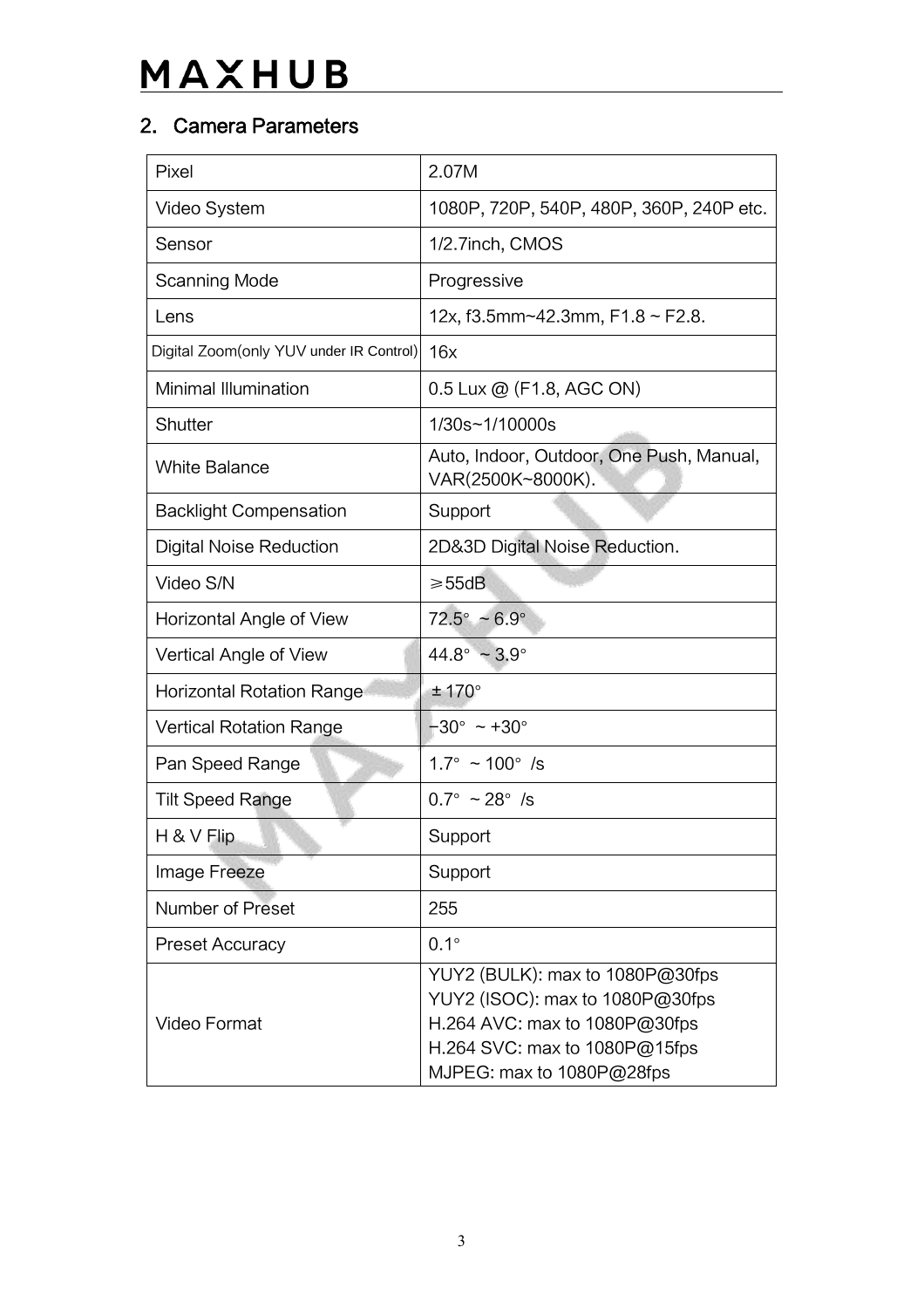## 2. Camera Parameters

| | |
|---|---|
| Pixel | 2.07M |
| Video System | 1080P, 720P, 540P, 480P, 360P, 240P etc. |
| Sensor | 1/2.7inch, CMOS |
| Scanning Mode | Progressive |
| Lens | 12x, f3.5mm~42.3mm, F1.8 ~ F2.8. |
| Digital Zoom(only YUV under IR Control) | 16x |
| Minimal Illumination | 0.5 Lux @ (F1.8, AGC ON) |
| Shutter | 1/30s~1/10000s |
| White Balance | Auto, Indoor, Outdoor, One Push, Manual, VAR(2500K~8000K). |
| Backlight Compensation | Support |
| Digital Noise Reduction | 2D&3D Digital Noise Reduction. |
| Video S/N | ≥55dB |
| Horizontal Angle of View | 72.5° ~ 6.9° |
| Vertical Angle of View | 44.8° ~ 3.9° |
| Horizontal Rotation Range | ±170° |
| Vertical Rotation Range | −30° ~ +30° |
| Pan Speed Range | 1.7° ~ 100° /s |
| Tilt Speed Range | 0.7° ~ 28° /s |
| H & V Flip | Support |
| Image Freeze | Support |
| Number of Preset | 255 |
| Preset Accuracy | 0.1° |
| Video Format | YUY2 (BULK): max to 1080P@30fps<br>YUY2 (ISOC): max to 1080P@30fps<br>H.264 AVC: max to 1080P@30fps<br>H.264 SVC: max to 1080P@15fps<br>MJPEG: max to 1080P@28fps |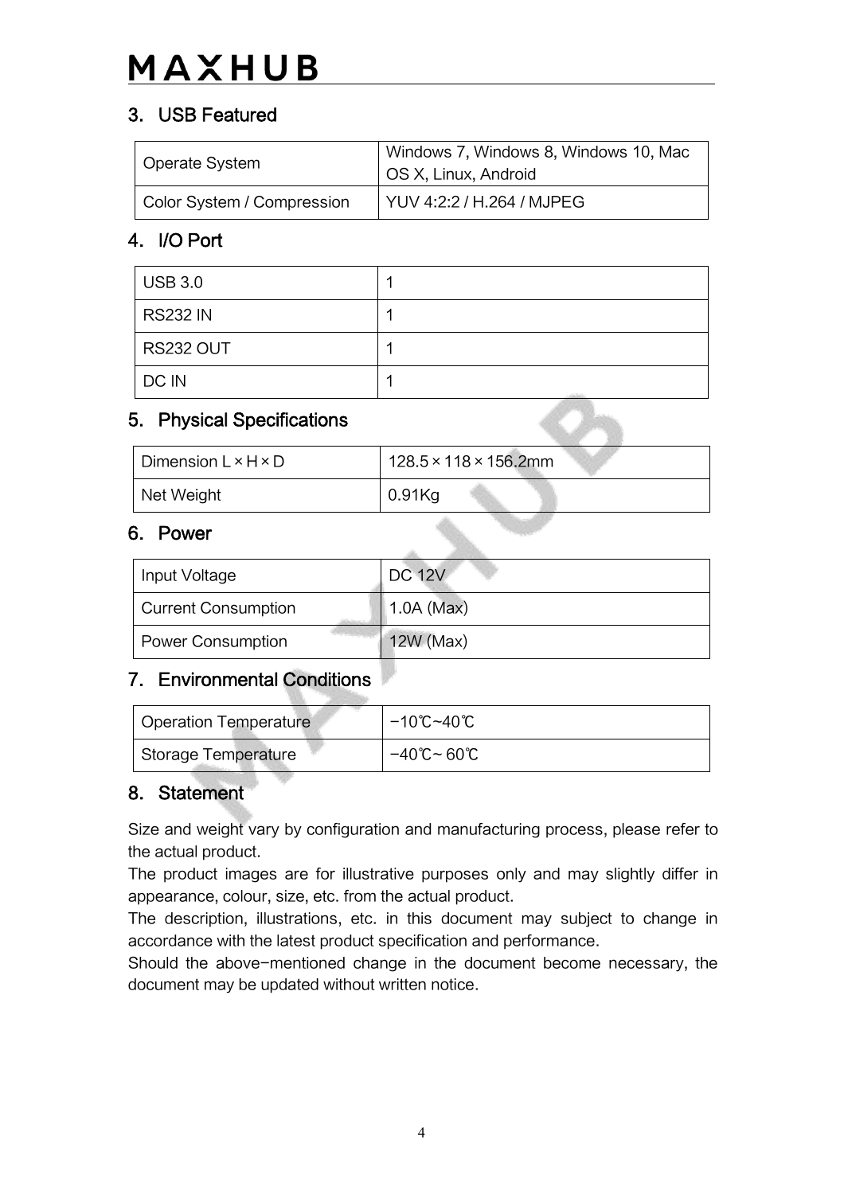## 3. USB Featured

| | |
|---|---|
| Operate System | Windows 7, Windows 8, Windows 10, Mac OS X, Linux, Android |
| Color System / Compression | YUV 4:2:2 / H.264 / MJPEG |

## 4. I/O Port

| | |
|---|---|
| USB 3.0 | 1 |
| RS232 IN | 1 |
| RS232 OUT | 1 |
| DC IN | 1 |

## 5. Physical Specifications

| | |
|---|---|
| Dimension L × H × D | 128.5 × 118 × 156.2mm |
| Net Weight | 0.91Kg |

## 6. Power

| | |
|---|---|
| Input Voltage | DC 12V |
| Current Consumption | 1.0A (Max) |
| Power Consumption | 12W (Max) |

## 7. Environmental Conditions

| | |
|---|---|
| Operation Temperature | -10℃~40℃ |
| Storage Temperature | -40℃~ 60℃ |

## 8. Statement

Size and weight vary by configuration and manufacturing process, please refer to the actual product.
The product images are for illustrative purposes only and may slightly differ in appearance, colour, size, etc. from the actual product.
The description, illustrations, etc. in this document may subject to change in accordance with the latest product specification and performance.
Should the above-mentioned change in the document become necessary, the document may be updated without written notice.